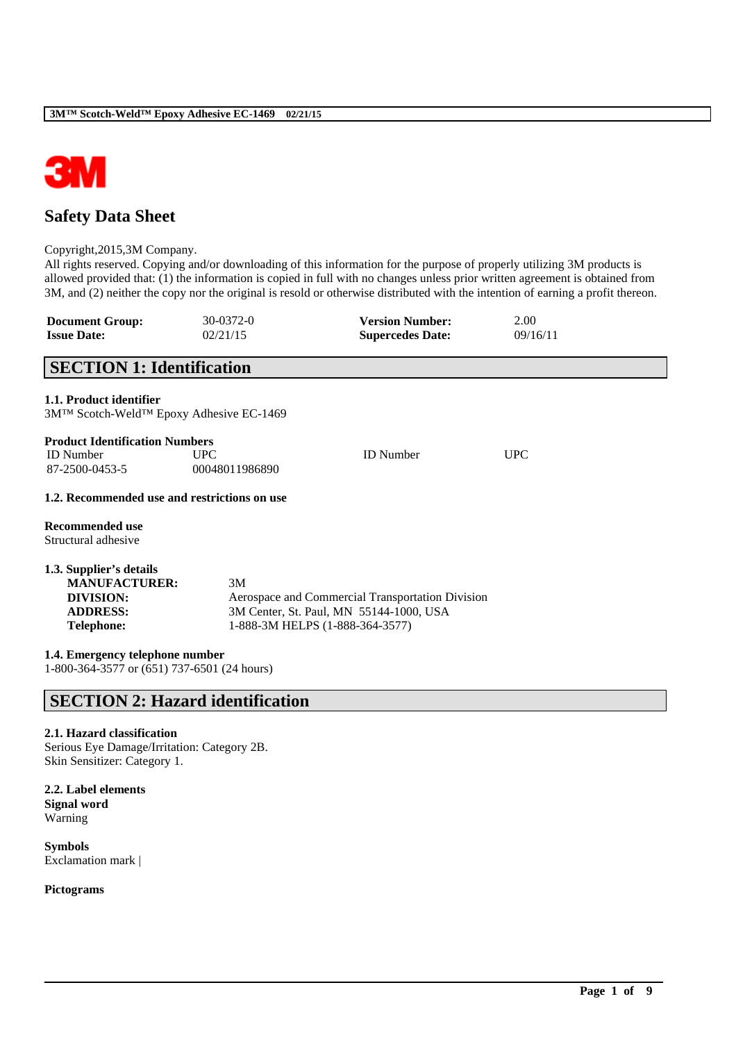# Safety Data Sheet

Copyright,2015,3M Company.
All rights reserved. Copying and/or downloading of this information for the purpose of properly utilizing 3M products is allowed provided that: (1) the information is copied in full with no changes unless prior written agreement is obtained from 3M, and (2) neither the copy nor the original is resold or otherwise distributed with the intention of earning a profit thereon.

| | | | |
|---|---|---|---|
| **Document Group:** | 30-0372-0 | **Version Number:** | 2.00 |
| **Issue Date:** | 02/21/15 | **Supercedes Date:** | 09/16/11 |

## SECTION 1: Identification

### 1.1. Product identifier

3M™ Scotch-Weld™ Epoxy Adhesive EC-1469

**Product Identification Numbers**

| ID Number | UPC | ID Number | UPC |
|---|---|---|---|
| 87-2500-0453-5 | 00048011986890 | | |

### 1.2. Recommended use and restrictions on use

**Recommended use**

Structural adhesive

### 1.3. Supplier's details

| | |
|---|---|
| **MANUFACTURER:** | 3M |
| **DIVISION:** | Aerospace and Commercial Transportation Division |
| **ADDRESS:** | 3M Center, St. Paul, MN 55144-1000, USA |
| **Telephone:** | 1-888-3M HELPS (1-888-364-3577) |

### 1.4. Emergency telephone number

1-800-364-3577 or (651) 737-6501 (24 hours)

## SECTION 2: Hazard identification

### 2.1. Hazard classification

Serious Eye Damage/Irritation: Category 2B.
Skin Sensitizer: Category 1.

### 2.2. Label elements

**Signal word**

Warning

**Symbols**

Exclamation mark |

**Pictograms**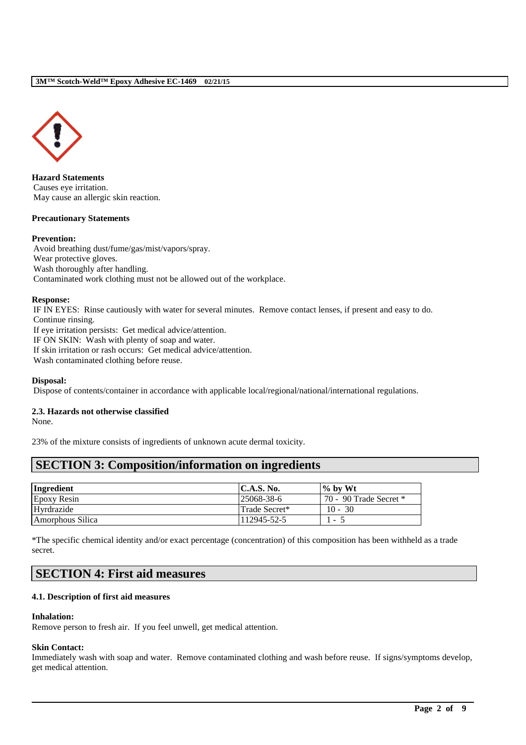**Hazard Statements**
Causes eye irritation.
May cause an allergic skin reaction.

**Precautionary Statements**

**Prevention:**
Avoid breathing dust/fume/gas/mist/vapors/spray.
Wear protective gloves.
Wash thoroughly after handling.
Contaminated work clothing must not be allowed out of the workplace.

**Response:**
IF IN EYES: Rinse cautiously with water for several minutes. Remove contact lenses, if present and easy to do. Continue rinsing.
If eye irritation persists: Get medical advice/attention.
IF ON SKIN: Wash with plenty of soap and water.
If skin irritation or rash occurs: Get medical advice/attention.
Wash contaminated clothing before reuse.

**Disposal:**
Dispose of contents/container in accordance with applicable local/regional/national/international regulations.

**2.3. Hazards not otherwise classified**
None.

23% of the mixture consists of ingredients of unknown acute dermal toxicity.

## SECTION 3: Composition/information on ingredients

| Ingredient | C.A.S. No. | % by Wt |
|---|---|---|
| Epoxy Resin | 25068-38-6 | 70 - 90 Trade Secret * |
| Hyrdrazide | Trade Secret* | 10 - 30 |
| Amorphous Silica | 112945-52-5 | 1 - 5 |

*The specific chemical identity and/or exact percentage (concentration) of this composition has been withheld as a trade secret.

## SECTION 4: First aid measures

**4.1. Description of first aid measures**

**Inhalation:**
Remove person to fresh air. If you feel unwell, get medical attention.

**Skin Contact:**
Immediately wash with soap and water. Remove contaminated clothing and wash before reuse. If signs/symptoms develop, get medical attention.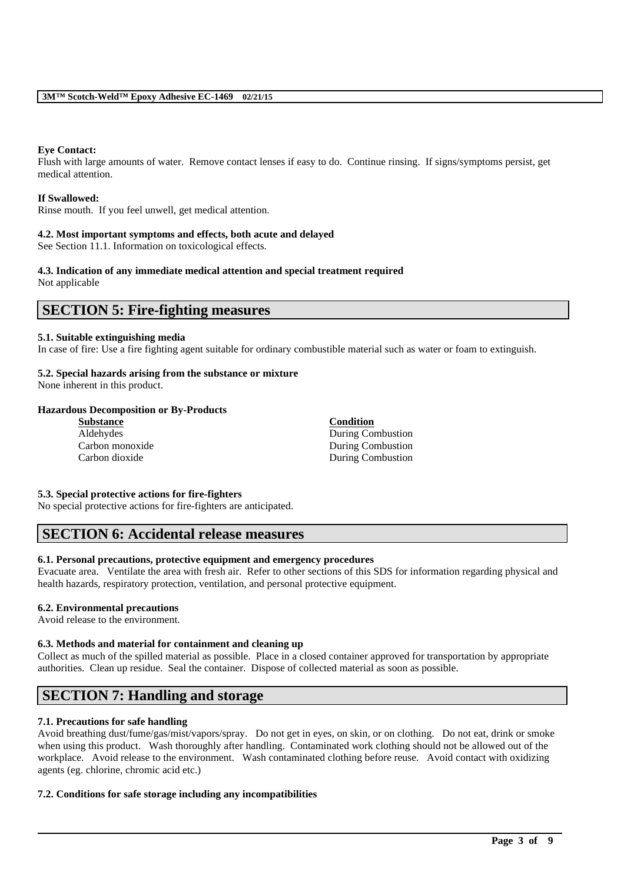**Eye Contact:**
Flush with large amounts of water. Remove contact lenses if easy to do. Continue rinsing. If signs/symptoms persist, get medical attention.

**If Swallowed:**
Rinse mouth. If you feel unwell, get medical attention.

**4.2. Most important symptoms and effects, both acute and delayed**
See Section 11.1. Information on toxicological effects.

**4.3. Indication of any immediate medical attention and special treatment required**
Not applicable

## SECTION 5: Fire-fighting measures

**5.1. Suitable extinguishing media**
In case of fire: Use a fire fighting agent suitable for ordinary combustible material such as water or foam to extinguish.

**5.2. Special hazards arising from the substance or mixture**
None inherent in this product.

**Hazardous Decomposition or By-Products**

| Substance | Condition |
|---|---|
| Aldehydes | During Combustion |
| Carbon monoxide | During Combustion |
| Carbon dioxide | During Combustion |

**5.3. Special protective actions for fire-fighters**
No special protective actions for fire-fighters are anticipated.

## SECTION 6: Accidental release measures

**6.1. Personal precautions, protective equipment and emergency procedures**
Evacuate area. Ventilate the area with fresh air. Refer to other sections of this SDS for information regarding physical and health hazards, respiratory protection, ventilation, and personal protective equipment.

**6.2. Environmental precautions**
Avoid release to the environment.

**6.3. Methods and material for containment and cleaning up**
Collect as much of the spilled material as possible. Place in a closed container approved for transportation by appropriate authorities. Clean up residue. Seal the container. Dispose of collected material as soon as possible.

## SECTION 7: Handling and storage

**7.1. Precautions for safe handling**
Avoid breathing dust/fume/gas/mist/vapors/spray. Do not get in eyes, on skin, or on clothing. Do not eat, drink or smoke when using this product. Wash thoroughly after handling. Contaminated work clothing should not be allowed out of the workplace. Avoid release to the environment. Wash contaminated clothing before reuse. Avoid contact with oxidizing agents (eg. chlorine, chromic acid etc.)

**7.2. Conditions for safe storage including any incompatibilities**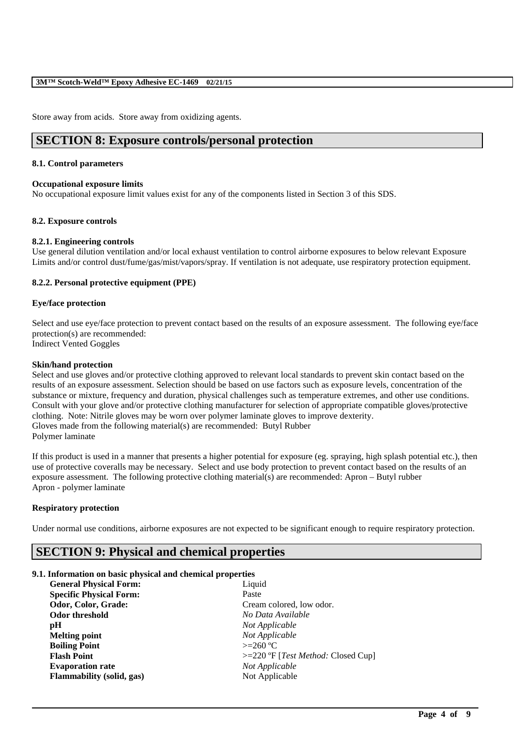Store away from acids. Store away from oxidizing agents.

## SECTION 8: Exposure controls/personal protection

### 8.1. Control parameters

**Occupational exposure limits**

No occupational exposure limit values exist for any of the components listed in Section 3 of this SDS.

### 8.2. Exposure controls

**8.2.1. Engineering controls**

Use general dilution ventilation and/or local exhaust ventilation to control airborne exposures to below relevant Exposure Limits and/or control dust/fume/gas/mist/vapors/spray. If ventilation is not adequate, use respiratory protection equipment.

**8.2.2. Personal protective equipment (PPE)**

**Eye/face protection**

Select and use eye/face protection to prevent contact based on the results of an exposure assessment. The following eye/face protection(s) are recommended:
Indirect Vented Goggles

**Skin/hand protection**

Select and use gloves and/or protective clothing approved to relevant local standards to prevent skin contact based on the results of an exposure assessment. Selection should be based on use factors such as exposure levels, concentration of the substance or mixture, frequency and duration, physical challenges such as temperature extremes, and other use conditions. Consult with your glove and/or protective clothing manufacturer for selection of appropriate compatible gloves/protective clothing. Note: Nitrile gloves may be worn over polymer laminate gloves to improve dexterity.
Gloves made from the following material(s) are recommended: Butyl Rubber
Polymer laminate

If this product is used in a manner that presents a higher potential for exposure (eg. spraying, high splash potential etc.), then use of protective coveralls may be necessary. Select and use body protection to prevent contact based on the results of an exposure assessment. The following protective clothing material(s) are recommended: Apron – Butyl rubber
Apron - polymer laminate

**Respiratory protection**

Under normal use conditions, airborne exposures are not expected to be significant enough to require respiratory protection.

## SECTION 9: Physical and chemical properties

### 9.1. Information on basic physical and chemical properties

| | |
|---|---|
| **General Physical Form:** | Liquid |
| **Specific Physical Form:** | Paste |
| **Odor, Color, Grade:** | Cream colored, low odor. |
| **Odor threshold** | *No Data Available* |
| **pH** | *Not Applicable* |
| **Melting point** | *Not Applicable* |
| **Boiling Point** | >=260 ºC |
| **Flash Point** | >=220 ºF [*Test Method:* Closed Cup] |
| **Evaporation rate** | *Not Applicable* |
| **Flammability (solid, gas)** | Not Applicable |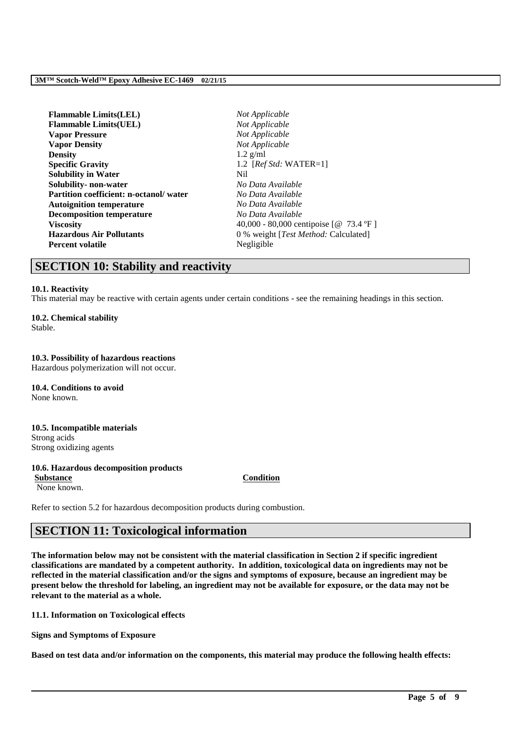| | |
|---|---|
| **Flammable Limits(LEL)** | *Not Applicable* |
| **Flammable Limits(UEL)** | *Not Applicable* |
| **Vapor Pressure** | *Not Applicable* |
| **Vapor Density** | *Not Applicable* |
| **Density** | 1.2 g/ml |
| **Specific Gravity** | 1.2 [*Ref Std:* WATER=1] |
| **Solubility in Water** | Nil |
| **Solubility- non-water** | *No Data Available* |
| **Partition coefficient: n-octanol/ water** | *No Data Available* |
| **Autoignition temperature** | *No Data Available* |
| **Decomposition temperature** | *No Data Available* |
| **Viscosity** | 40,000 - 80,000 centipoise [@ 73.4 ºF ] |
| **Hazardous Air Pollutants** | 0 % weight [*Test Method:* Calculated] |
| **Percent volatile** | Negligible |

# SECTION 10: Stability and reactivity

**10.1. Reactivity**

This material may be reactive with certain agents under certain conditions - see the remaining headings in this section.

**10.2. Chemical stability**

Stable.

**10.3. Possibility of hazardous reactions**

Hazardous polymerization will not occur.

**10.4. Conditions to avoid**

None known.

**10.5. Incompatible materials**

Strong acids
Strong oxidizing agents

**10.6. Hazardous decomposition products**

| Substance | Condition |
|---|---|
| None known. | |

Refer to section 5.2 for hazardous decomposition products during combustion.

# SECTION 11: Toxicological information

**The information below may not be consistent with the material classification in Section 2 if specific ingredient classifications are mandated by a competent authority. In addition, toxicological data on ingredients may not be reflected in the material classification and/or the signs and symptoms of exposure, because an ingredient may be present below the threshold for labeling, an ingredient may not be available for exposure, or the data may not be relevant to the material as a whole.**

**11.1. Information on Toxicological effects**

**Signs and Symptoms of Exposure**

**Based on test data and/or information on the components, this material may produce the following health effects:**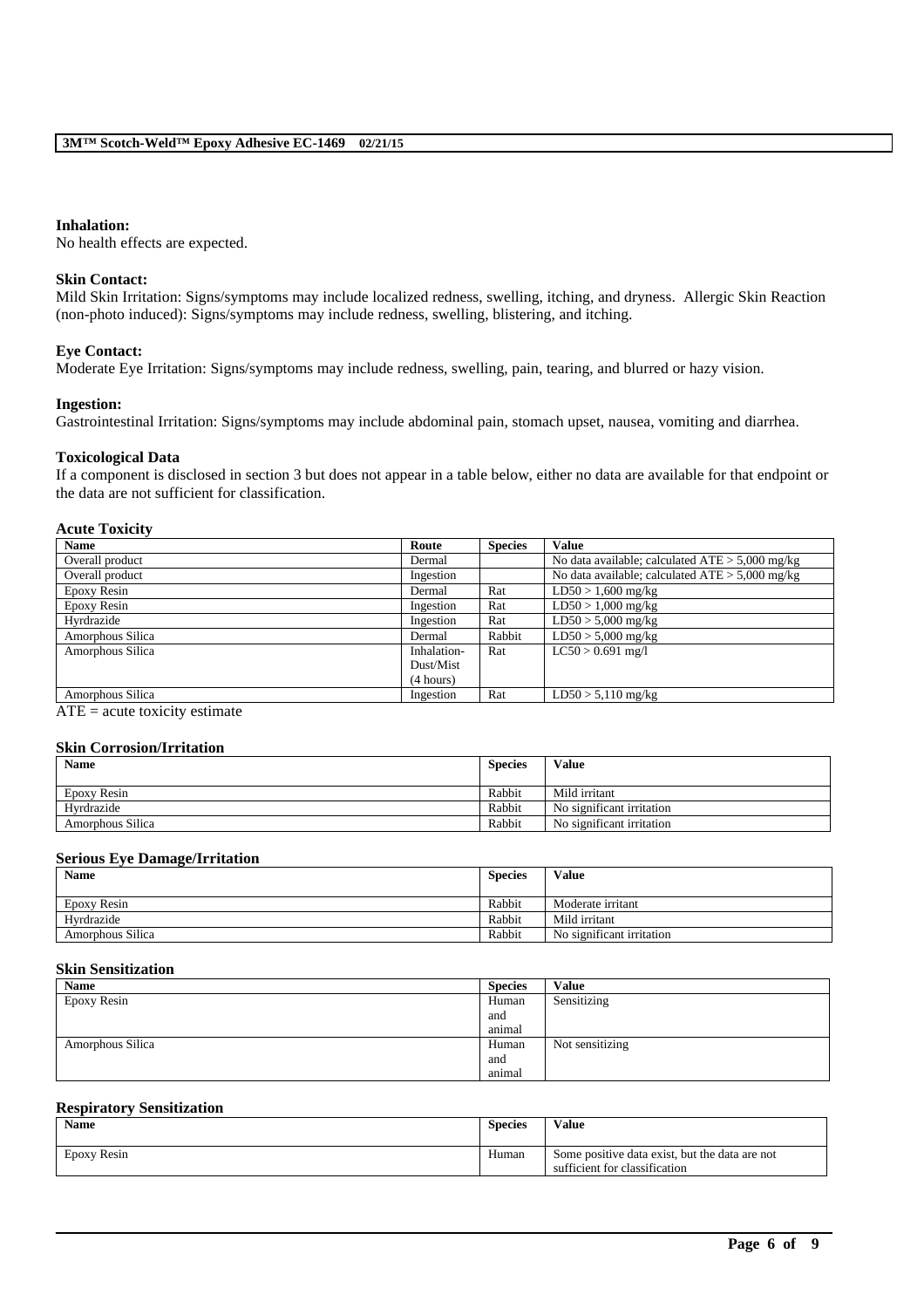**Inhalation:**
No health effects are expected.

**Skin Contact:**
Mild Skin Irritation: Signs/symptoms may include localized redness, swelling, itching, and dryness. Allergic Skin Reaction (non-photo induced): Signs/symptoms may include redness, swelling, blistering, and itching.

**Eye Contact:**
Moderate Eye Irritation: Signs/symptoms may include redness, swelling, pain, tearing, and blurred or hazy vision.

**Ingestion:**
Gastrointestinal Irritation: Signs/symptoms may include abdominal pain, stomach upset, nausea, vomiting and diarrhea.

**Toxicological Data**
If a component is disclosed in section 3 but does not appear in a table below, either no data are available for that endpoint or the data are not sufficient for classification.

**Acute Toxicity**

| Name | Route | Species | Value |
|---|---|---|---|
| Overall product | Dermal | | No data available; calculated ATE > 5,000 mg/kg |
| Overall product | Ingestion | | No data available; calculated ATE > 5,000 mg/kg |
| Epoxy Resin | Dermal | Rat | LD50 > 1,600 mg/kg |
| Epoxy Resin | Ingestion | Rat | LD50 > 1,000 mg/kg |
| Hyrdrazide | Ingestion | Rat | LD50 > 5,000 mg/kg |
| Amorphous Silica | Dermal | Rabbit | LD50 > 5,000 mg/kg |
| Amorphous Silica | Inhalation-Dust/Mist (4 hours) | Rat | LC50 > 0.691 mg/l |
| Amorphous Silica | Ingestion | Rat | LD50 > 5,110 mg/kg |

ATE = acute toxicity estimate

**Skin Corrosion/Irritation**

| Name | Species | Value |
|---|---|---|
| Epoxy Resin | Rabbit | Mild irritant |
| Hyrdrazide | Rabbit | No significant irritation |
| Amorphous Silica | Rabbit | No significant irritation |

**Serious Eye Damage/Irritation**

| Name | Species | Value |
|---|---|---|
| Epoxy Resin | Rabbit | Moderate irritant |
| Hyrdrazide | Rabbit | Mild irritant |
| Amorphous Silica | Rabbit | No significant irritation |

**Skin Sensitization**

| Name | Species | Value |
|---|---|---|
| Epoxy Resin | Human and animal | Sensitizing |
| Amorphous Silica | Human and animal | Not sensitizing |

**Respiratory Sensitization**

| Name | Species | Value |
|---|---|---|
| Epoxy Resin | Human | Some positive data exist, but the data are not sufficient for classification |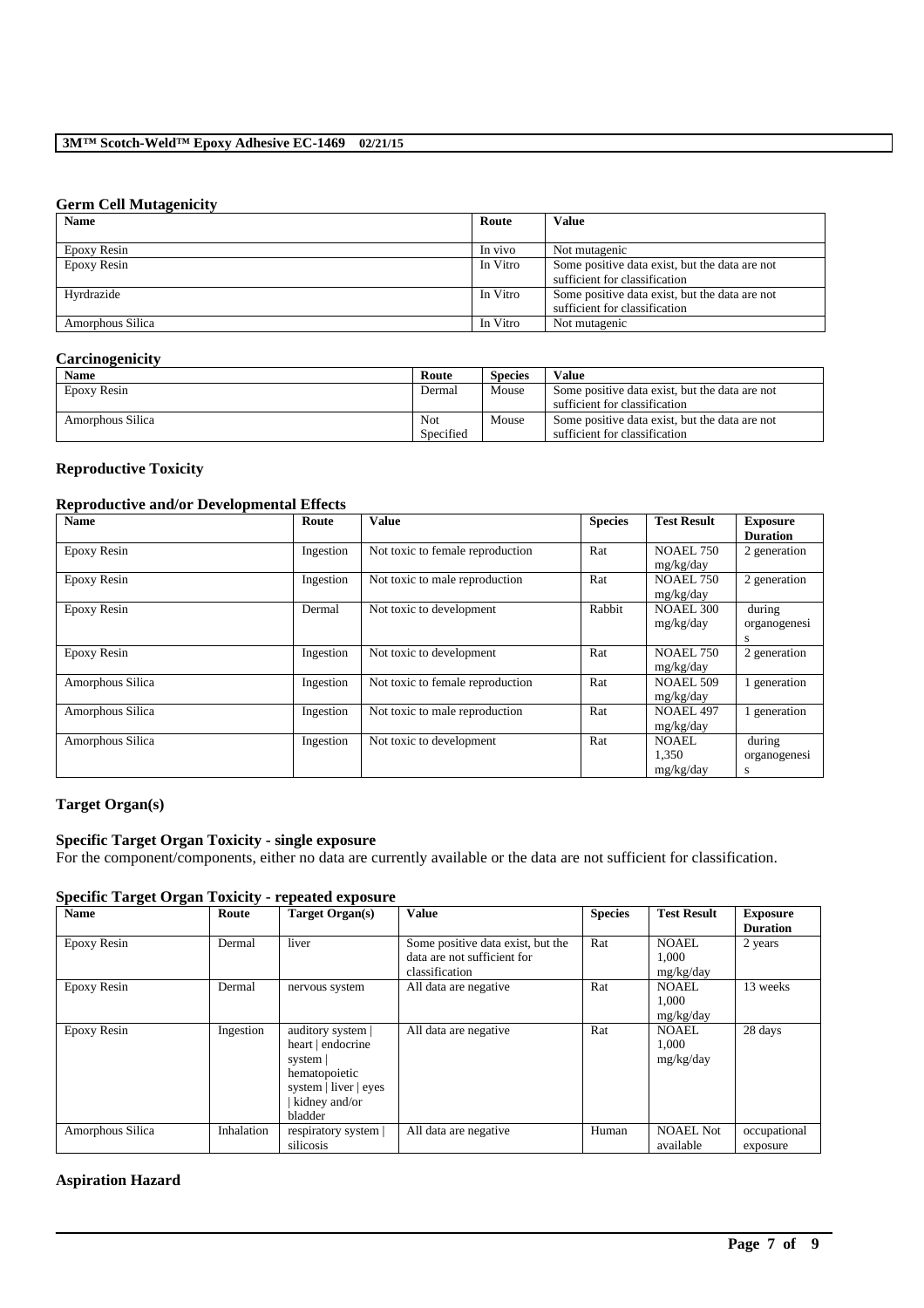#### Germ Cell Mutagenicity

| Name | Route | Value |
|---|---|---|
| Epoxy Resin | In vivo | Not mutagenic |
| Epoxy Resin | In Vitro | Some positive data exist, but the data are not sufficient for classification |
| Hyrdrazide | In Vitro | Some positive data exist, but the data are not sufficient for classification |
| Amorphous Silica | In Vitro | Not mutagenic |

#### Carcinogenicity

| Name | Route | Species | Value |
|---|---|---|---|
| Epoxy Resin | Dermal | Mouse | Some positive data exist, but the data are not sufficient for classification |
| Amorphous Silica | Not Specified | Mouse | Some positive data exist, but the data are not sufficient for classification |

#### Reproductive Toxicity

#### Reproductive and/or Developmental Effects

| Name | Route | Value | Species | Test Result | Exposure Duration |
|---|---|---|---|---|---|
| Epoxy Resin | Ingestion | Not toxic to female reproduction | Rat | NOAEL 750 mg/kg/day | 2 generation |
| Epoxy Resin | Ingestion | Not toxic to male reproduction | Rat | NOAEL 750 mg/kg/day | 2 generation |
| Epoxy Resin | Dermal | Not toxic to development | Rabbit | NOAEL 300 mg/kg/day | during organogenesis |
| Epoxy Resin | Ingestion | Not toxic to development | Rat | NOAEL 750 mg/kg/day | 2 generation |
| Amorphous Silica | Ingestion | Not toxic to female reproduction | Rat | NOAEL 509 mg/kg/day | 1 generation |
| Amorphous Silica | Ingestion | Not toxic to male reproduction | Rat | NOAEL 497 mg/kg/day | 1 generation |
| Amorphous Silica | Ingestion | Not toxic to development | Rat | NOAEL 1,350 mg/kg/day | during organogenesis |

#### Target Organ(s)

#### Specific Target Organ Toxicity - single exposure

For the component/components, either no data are currently available or the data are not sufficient for classification.

#### Specific Target Organ Toxicity - repeated exposure

| Name | Route | Target Organ(s) | Value | Species | Test Result | Exposure Duration |
|---|---|---|---|---|---|---|
| Epoxy Resin | Dermal | liver | Some positive data exist, but the data are not sufficient for classification | Rat | NOAEL 1,000 mg/kg/day | 2 years |
| Epoxy Resin | Dermal | nervous system | All data are negative | Rat | NOAEL 1,000 mg/kg/day | 13 weeks |
| Epoxy Resin | Ingestion | auditory system \| heart \| endocrine system \| hematopoietic system \| liver \| eyes \| kidney and/or bladder | All data are negative | Rat | NOAEL 1,000 mg/kg/day | 28 days |
| Amorphous Silica | Inhalation | respiratory system \| silicosis | All data are negative | Human | NOAEL Not available | occupational exposure |

#### Aspiration Hazard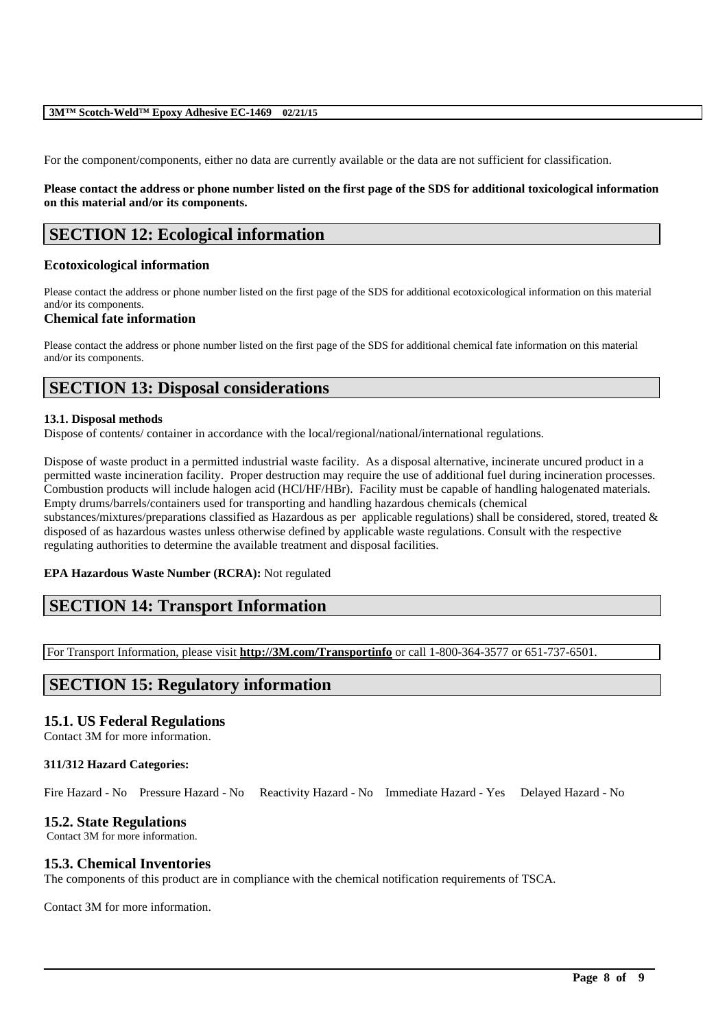For the component/components, either no data are currently available or the data are not sufficient for classification.

**Please contact the address or phone number listed on the first page of the SDS for additional toxicological information on this material and/or its components.**

## SECTION 12: Ecological information

### Ecotoxicological information

Please contact the address or phone number listed on the first page of the SDS for additional ecotoxicological information on this material and/or its components.

### Chemical fate information

Please contact the address or phone number listed on the first page of the SDS for additional chemical fate information on this material and/or its components.

## SECTION 13: Disposal considerations

**13.1. Disposal methods**

Dispose of contents/ container in accordance with the local/regional/national/international regulations.

Dispose of waste product in a permitted industrial waste facility. As a disposal alternative, incinerate uncured product in a permitted waste incineration facility. Proper destruction may require the use of additional fuel during incineration processes. Combustion products will include halogen acid (HCl/HF/HBr). Facility must be capable of handling halogenated materials. Empty drums/barrels/containers used for transporting and handling hazardous chemicals (chemical substances/mixtures/preparations classified as Hazardous as per applicable regulations) shall be considered, stored, treated & disposed of as hazardous wastes unless otherwise defined by applicable waste regulations. Consult with the respective regulating authorities to determine the available treatment and disposal facilities.

**EPA Hazardous Waste Number (RCRA):** Not regulated

## SECTION 14: Transport Information

For Transport Information, please visit **http://3M.com/Transportinfo** or call 1-800-364-3577 or 651-737-6501.

## SECTION 15: Regulatory information

### 15.1. US Federal Regulations

Contact 3M for more information.

**311/312 Hazard Categories:**

Fire Hazard - No Pressure Hazard - No Reactivity Hazard - No Immediate Hazard - Yes Delayed Hazard - No

### 15.2. State Regulations

Contact 3M for more information.

### 15.3. Chemical Inventories

The components of this product are in compliance with the chemical notification requirements of TSCA.

Contact 3M for more information.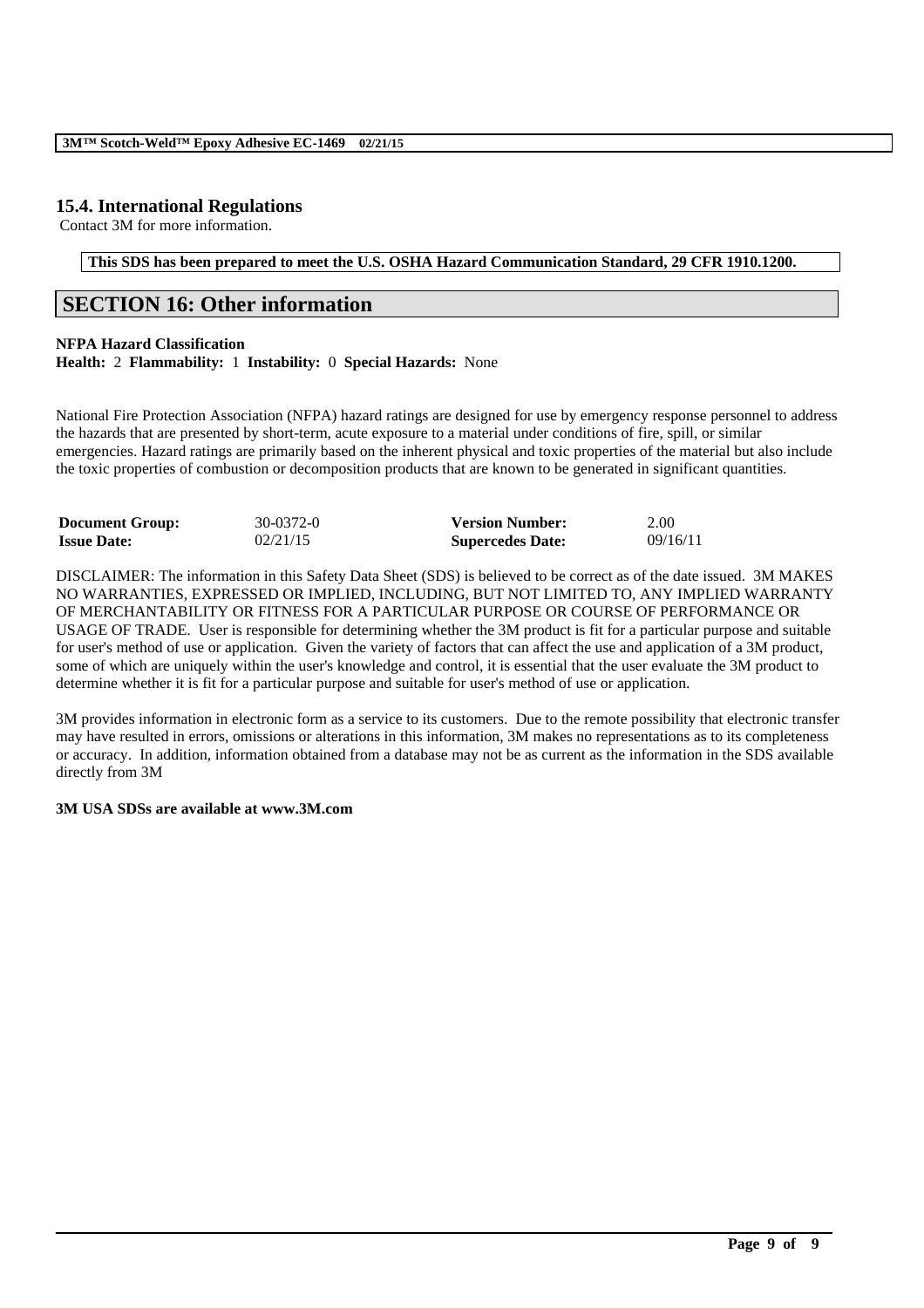## 15.4. International Regulations

Contact 3M for more information.

**This SDS has been prepared to meet the U.S. OSHA Hazard Communication Standard, 29 CFR 1910.1200.**

# SECTION 16: Other information

**NFPA Hazard Classification**
**Health:** 2 **Flammability:** 1 **Instability:** 0 **Special Hazards:** None

National Fire Protection Association (NFPA) hazard ratings are designed for use by emergency response personnel to address the hazards that are presented by short-term, acute exposure to a material under conditions of fire, spill, or similar emergencies. Hazard ratings are primarily based on the inherent physical and toxic properties of the material but also include the toxic properties of combustion or decomposition products that are known to be generated in significant quantities.

| | | | |
|---|---|---|---|
| **Document Group:** | 30-0372-0 | **Version Number:** | 2.00 |
| **Issue Date:** | 02/21/15 | **Supercedes Date:** | 09/16/11 |

DISCLAIMER: The information in this Safety Data Sheet (SDS) is believed to be correct as of the date issued. 3M MAKES NO WARRANTIES, EXPRESSED OR IMPLIED, INCLUDING, BUT NOT LIMITED TO, ANY IMPLIED WARRANTY OF MERCHANTABILITY OR FITNESS FOR A PARTICULAR PURPOSE OR COURSE OF PERFORMANCE OR USAGE OF TRADE. User is responsible for determining whether the 3M product is fit for a particular purpose and suitable for user's method of use or application. Given the variety of factors that can affect the use and application of a 3M product, some of which are uniquely within the user's knowledge and control, it is essential that the user evaluate the 3M product to determine whether it is fit for a particular purpose and suitable for user's method of use or application.

3M provides information in electronic form as a service to its customers. Due to the remote possibility that electronic transfer may have resulted in errors, omissions or alterations in this information, 3M makes no representations as to its completeness or accuracy. In addition, information obtained from a database may not be as current as the information in the SDS available directly from 3M

**3M USA SDSs are available at www.3M.com**